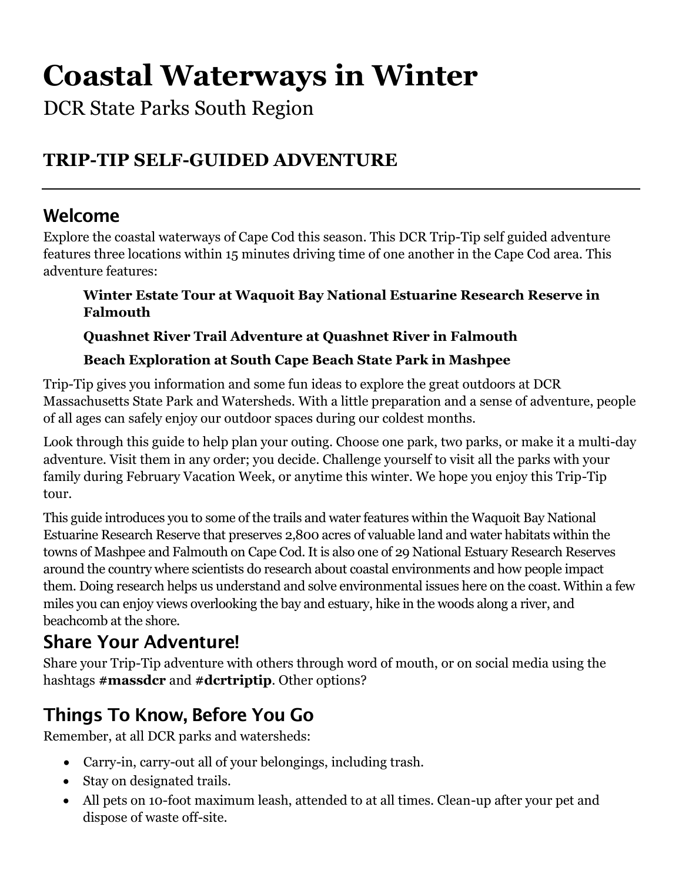# Coastal Waterways in Winter

DCR State Parks South Region

## TRIP-TIP SELF-GUIDED ADVENTURE

---

## Welcome

Explore the coastal waterways of Cape Cod this season. This DCR Trip-Tip self guided adventure features three locations within 15 minutes driving time of one another in the Cape Cod area. This adventure features:

> **Winter Estate Tour at Waquoit Bay National Estuarine Research Reserve in Falmouth**
>
> **Quashnet River Trail Adventure at Quashnet River in Falmouth**
>
> **Beach Exploration at South Cape Beach State Park in Mashpee**

Trip-Tip gives you information and some fun ideas to explore the great outdoors at DCR Massachusetts State Park and Watersheds. With a little preparation and a sense of adventure, people of all ages can safely enjoy our outdoor spaces during our coldest months.

Look through this guide to help plan your outing. Choose one park, two parks, or make it a multi-day adventure. Visit them in any order; you decide. Challenge yourself to visit all the parks with your family during February Vacation Week, or anytime this winter. We hope you enjoy this Trip-Tip tour.

This guide introduces you to some of the trails and water features within the Waquoit Bay National Estuarine Research Reserve that preserves 2,800 acres of valuable land and water habitats within the towns of Mashpee and Falmouth on Cape Cod. It is also one of 29 National Estuary Research Reserves around the country where scientists do research about coastal environments and how people impact them. Doing research helps us understand and solve environmental issues here on the coast. Within a few miles you can enjoy views overlooking the bay and estuary, hike in the woods along a river, and beachcomb at the shore.

## Share Your Adventure!

Share your Trip-Tip adventure with others through word of mouth, or on social media using the hashtags **#massdcr** and **#dcrtriptip**. Other options?

## Things To Know, Before You Go

Remember, at all DCR parks and watersheds:

- Carry-in, carry-out all of your belongings, including trash.
- Stay on designated trails.
- All pets on 10-foot maximum leash, attended to at all times. Clean-up after your pet and dispose of waste off-site.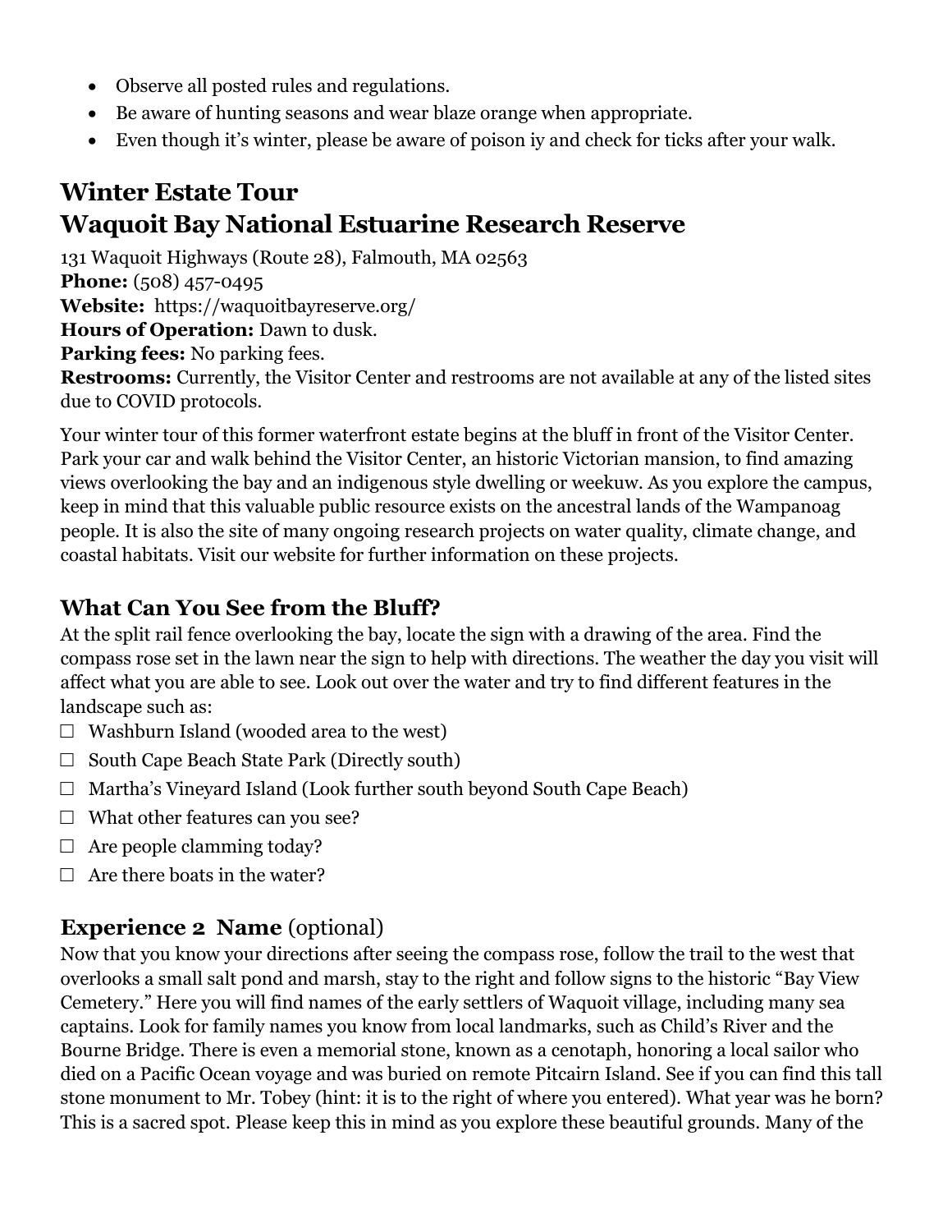- Observe all posted rules and regulations.
- Be aware of hunting seasons and wear blaze orange when appropriate.
- Even though it's winter, please be aware of poison iy and check for ticks after your walk.

# Winter Estate Tour
# Waquoit Bay National Estuarine Research Reserve

131 Waquoit Highways (Route 28), Falmouth, MA 02563
**Phone:** (508) 457-0495
**Website:** https://waquoitbayreserve.org/
**Hours of Operation:** Dawn to dusk.
**Parking fees:** No parking fees.
**Restrooms:** Currently, the Visitor Center and restrooms are not available at any of the listed sites due to COVID protocols.

Your winter tour of this former waterfront estate begins at the bluff in front of the Visitor Center. Park your car and walk behind the Visitor Center, an historic Victorian mansion, to find amazing views overlooking the bay and an indigenous style dwelling or weekuw. As you explore the campus, keep in mind that this valuable public resource exists on the ancestral lands of the Wampanoag people. It is also the site of many ongoing research projects on water quality, climate change, and coastal habitats. Visit our website for further information on these projects.

## What Can You See from the Bluff?

At the split rail fence overlooking the bay, locate the sign with a drawing of the area. Find the compass rose set in the lawn near the sign to help with directions. The weather the day you visit will affect what you are able to see. Look out over the water and try to find different features in the landscape such as:

- ☐ Washburn Island (wooded area to the west)
- ☐ South Cape Beach State Park (Directly south)
- ☐ Martha's Vineyard Island (Look further south beyond South Cape Beach)
- ☐ What other features can you see?
- ☐ Are people clamming today?
- ☐ Are there boats in the water?

## Experience 2 Name (optional)

Now that you know your directions after seeing the compass rose, follow the trail to the west that overlooks a small salt pond and marsh, stay to the right and follow signs to the historic "Bay View Cemetery." Here you will find names of the early settlers of Waquoit village, including many sea captains. Look for family names you know from local landmarks, such as Child's River and the Bourne Bridge. There is even a memorial stone, known as a cenotaph, honoring a local sailor who died on a Pacific Ocean voyage and was buried on remote Pitcairn Island. See if you can find this tall stone monument to Mr. Tobey (hint: it is to the right of where you entered). What year was he born? This is a sacred spot. Please keep this in mind as you explore these beautiful grounds. Many of the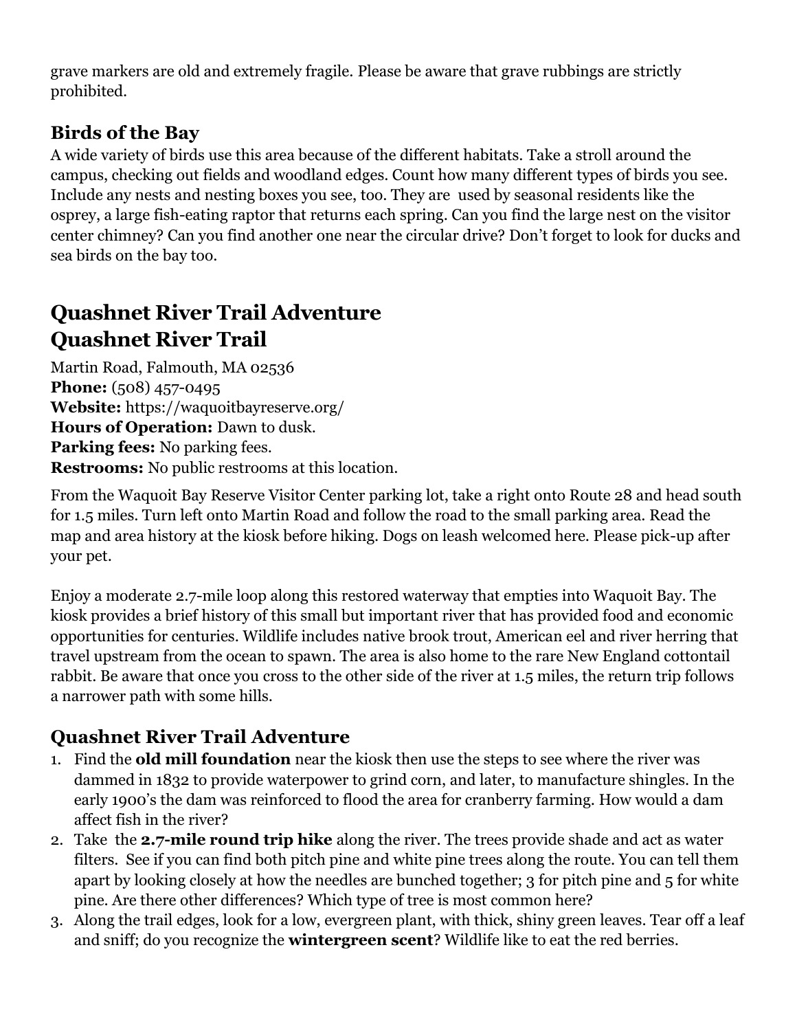grave markers are old and extremely fragile. Please be aware that grave rubbings are strictly prohibited.

### Birds of the Bay

A wide variety of birds use this area because of the different habitats. Take a stroll around the campus, checking out fields and woodland edges. Count how many different types of birds you see. Include any nests and nesting boxes you see, too. They are used by seasonal residents like the osprey, a large fish-eating raptor that returns each spring. Can you find the large nest on the visitor center chimney? Can you find another one near the circular drive? Don't forget to look for ducks and sea birds on the bay too.

## Quashnet River Trail Adventure
## Quashnet River Trail

Martin Road, Falmouth, MA 02536
**Phone:** (508) 457-0495
**Website:** https://waquoitbayreserve.org/
**Hours of Operation:** Dawn to dusk.
**Parking fees:** No parking fees.
**Restrooms:** No public restrooms at this location.

From the Waquoit Bay Reserve Visitor Center parking lot, take a right onto Route 28 and head south for 1.5 miles. Turn left onto Martin Road and follow the road to the small parking area. Read the map and area history at the kiosk before hiking. Dogs on leash welcomed here. Please pick-up after your pet.

Enjoy a moderate 2.7-mile loop along this restored waterway that empties into Waquoit Bay. The kiosk provides a brief history of this small but important river that has provided food and economic opportunities for centuries. Wildlife includes native brook trout, American eel and river herring that travel upstream from the ocean to spawn. The area is also home to the rare New England cottontail rabbit. Be aware that once you cross to the other side of the river at 1.5 miles, the return trip follows a narrower path with some hills.

### Quashnet River Trail Adventure

1. Find the **old mill foundation** near the kiosk then use the steps to see where the river was dammed in 1832 to provide waterpower to grind corn, and later, to manufacture shingles. In the early 1900's the dam was reinforced to flood the area for cranberry farming. How would a dam affect fish in the river?
2. Take the **2.7-mile round trip hike** along the river. The trees provide shade and act as water filters. See if you can find both pitch pine and white pine trees along the route. You can tell them apart by looking closely at how the needles are bunched together; 3 for pitch pine and 5 for white pine. Are there other differences? Which type of tree is most common here?
3. Along the trail edges, look for a low, evergreen plant, with thick, shiny green leaves. Tear off a leaf and sniff; do you recognize the **wintergreen scent**? Wildlife like to eat the red berries.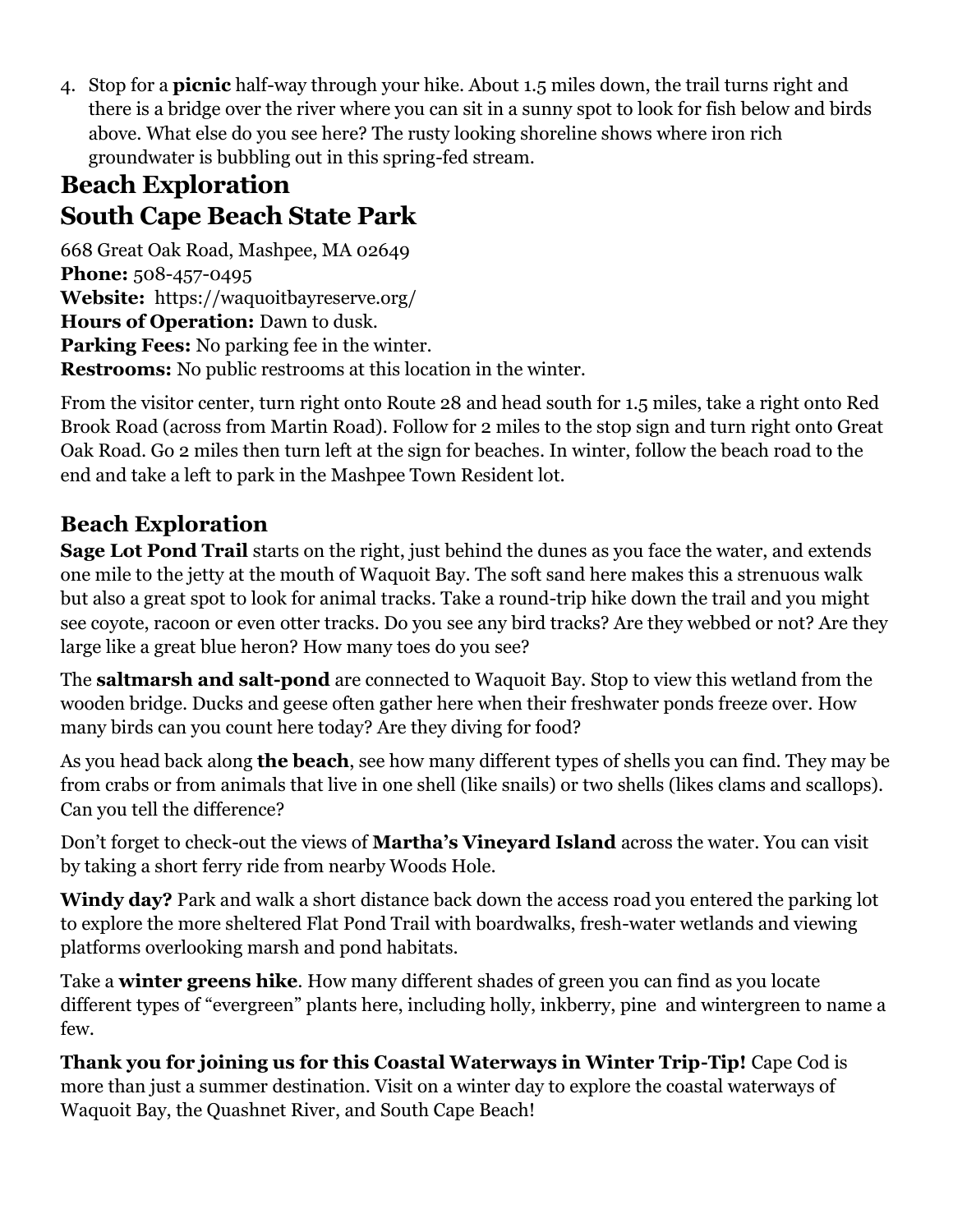4. Stop for a **picnic** half-way through your hike. About 1.5 miles down, the trail turns right and there is a bridge over the river where you can sit in a sunny spot to look for fish below and birds above. What else do you see here? The rusty looking shoreline shows where iron rich groundwater is bubbling out in this spring-fed stream.

# Beach Exploration
# South Cape Beach State Park

668 Great Oak Road, Mashpee, MA 02649
**Phone:** 508-457-0495
**Website:** https://waquoitbayreserve.org/
**Hours of Operation:** Dawn to dusk.
**Parking Fees:** No parking fee in the winter.
**Restrooms:** No public restrooms at this location in the winter.

From the visitor center, turn right onto Route 28 and head south for 1.5 miles, take a right onto Red Brook Road (across from Martin Road). Follow for 2 miles to the stop sign and turn right onto Great Oak Road. Go 2 miles then turn left at the sign for beaches. In winter, follow the beach road to the end and take a left to park in the Mashpee Town Resident lot.

## Beach Exploration

**Sage Lot Pond Trail** starts on the right, just behind the dunes as you face the water, and extends one mile to the jetty at the mouth of Waquoit Bay. The soft sand here makes this a strenuous walk but also a great spot to look for animal tracks. Take a round-trip hike down the trail and you might see coyote, racoon or even otter tracks. Do you see any bird tracks? Are they webbed or not? Are they large like a great blue heron? How many toes do you see?

The **saltmarsh and salt-pond** are connected to Waquoit Bay. Stop to view this wetland from the wooden bridge. Ducks and geese often gather here when their freshwater ponds freeze over. How many birds can you count here today? Are they diving for food?

As you head back along **the beach**, see how many different types of shells you can find. They may be from crabs or from animals that live in one shell (like snails) or two shells (likes clams and scallops). Can you tell the difference?

Don't forget to check-out the views of **Martha's Vineyard Island** across the water. You can visit by taking a short ferry ride from nearby Woods Hole.

**Windy day?** Park and walk a short distance back down the access road you entered the parking lot to explore the more sheltered Flat Pond Trail with boardwalks, fresh-water wetlands and viewing platforms overlooking marsh and pond habitats.

Take a **winter greens hike**. How many different shades of green you can find as you locate different types of "evergreen" plants here, including holly, inkberry, pine and wintergreen to name a few.

**Thank you for joining us for this Coastal Waterways in Winter Trip-Tip!** Cape Cod is more than just a summer destination. Visit on a winter day to explore the coastal waterways of Waquoit Bay, the Quashnet River, and South Cape Beach!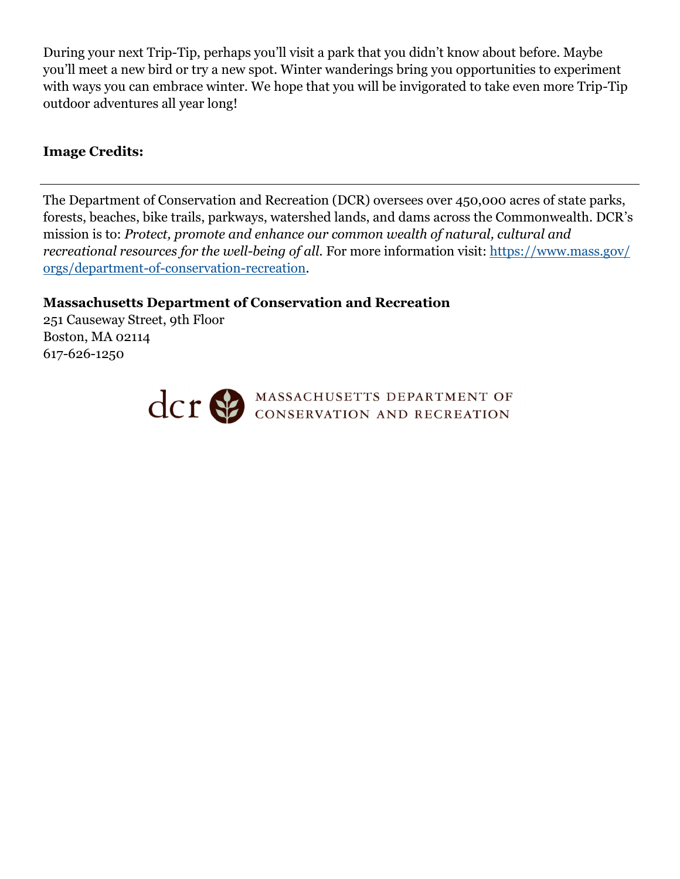During your next Trip-Tip, perhaps you'll visit a park that you didn't know about before. Maybe you'll meet a new bird or try a new spot. Winter wanderings bring you opportunities to experiment with ways you can embrace winter. We hope that you will be invigorated to take even more Trip-Tip outdoor adventures all year long!

**Image Credits:**

---

The Department of Conservation and Recreation (DCR) oversees over 450,000 acres of state parks, forests, beaches, bike trails, parkways, watershed lands, and dams across the Commonwealth. DCR's mission is to: *Protect, promote and enhance our common wealth of natural, cultural and recreational resources for the well-being of all.* For more information visit: [https://www.mass.gov/orgs/department-of-conservation-recreation](https://www.mass.gov/orgs/department-of-conservation-recreation).

**Massachusetts Department of Conservation and Recreation**
251 Causeway Street, 9th Floor
Boston, MA 02114
617-626-1250

dcr MASSACHUSETTS DEPARTMENT OF CONSERVATION AND RECREATION